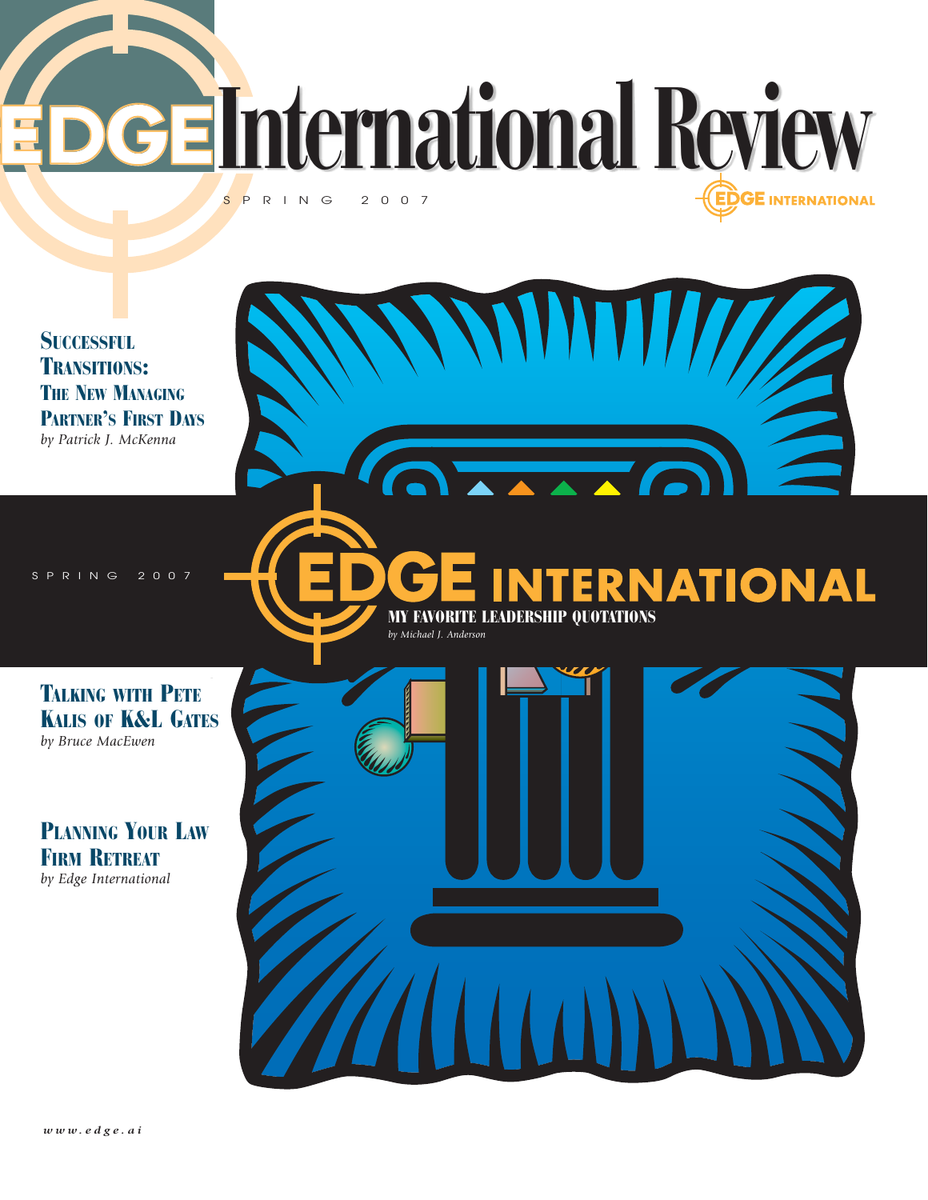# EDGE International Review

SPRING 2007

EDGE INTERNATIONAL

## Successful Transitions: The New Managing Partner's First Days

*by Patrick J. McKenna*

SPRING 2007

EDGE INTERNATIONAL

## My Favorite Leadership Quotations

*by Michael J. Anderson*

## Talking with Pete Kalis of K&L Gates

*by Bruce MacEwen*

## Planning Your Law Firm Retreat

*by Edge International*

*www.edge.ai*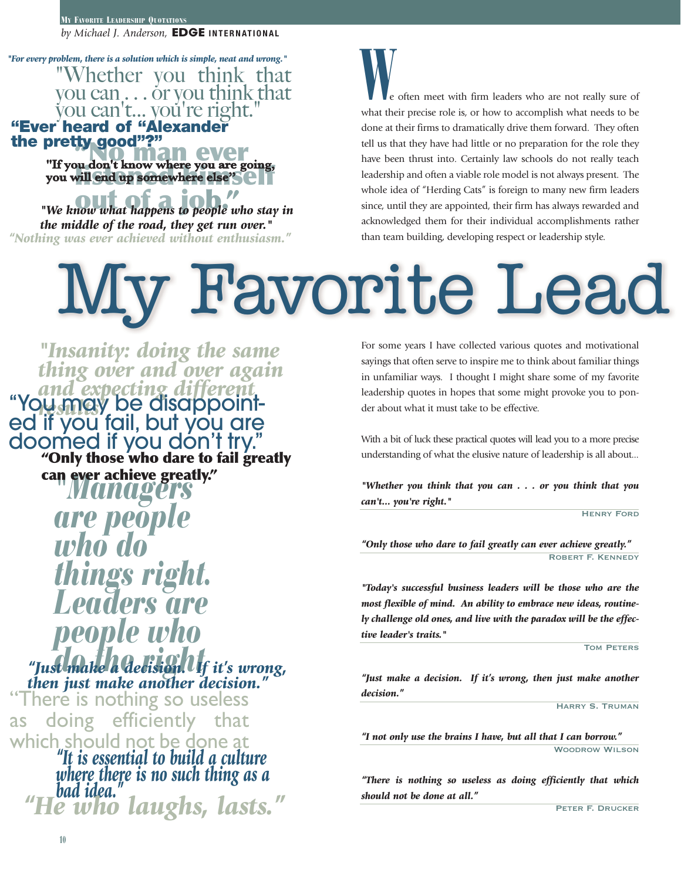"For every problem, there is a solution which is simple, neat and wrong."

"Whether you think that you can . . . or you think that you can't... you're right."

**"Ever heard of "Alexander the pretty good"?"**

**"No man ever listened himself out of a job."**

**"If you don't know where you are going, you will end up somewhere else"**

***"We know what happens to people who stay in the middle of the road, they get run over."***

*"Nothing was ever achieved without enthusiasm."*

We often meet with firm leaders who are not really sure of what their precise role is, or how to accomplish what needs to be done at their firms to dramatically drive them forward. They often tell us that they have had little or no preparation for the role they have been thrust into. Certainly law schools do not really teach leadership and often a viable role model is not always present. The whole idea of "Herding Cats" is foreign to many new firm leaders since, until they are appointed, their firm has always rewarded and acknowledged them for their individual accomplishments rather than team building, developing respect or leadership style.

# My Favorite Lead

***"Insanity: doing the same thing over and over again and expecting different results"***

"You may be disappointed if you fail, but you are doomed if you don't try."

**"Only those who dare to fail greatly can ever achieve greatly."**

***"Managers are people who do things right. Leaders are people who do the right***

***"Just make a decision. If it's wrong, then just make another decision."***

"There is nothing so useless as doing efficiently that which should not be done at

*"It is essential to build a culture where there is no such thing as a bad idea."*

*"He who laughs, lasts."*

For some years I have collected various quotes and motivational sayings that often serve to inspire me to think about familiar things in unfamiliar ways. I thought I might share some of my favorite leadership quotes in hopes that some might provoke you to ponder about what it must take to be effective.

With a bit of luck these practical quotes will lead you to a more precise understanding of what the elusive nature of leadership is all about...

***"Whether you think that you can . . . or you think that you can't... you're right."***

HENRY FORD

***"Only those who dare to fail greatly can ever achieve greatly."***

ROBERT F. KENNEDY

***"Today's successful business leaders will be those who are the most flexible of mind. An ability to embrace new ideas, routinely challenge old ones, and live with the paradox will be the effective leader's traits."***

TOM PETERS

***"Just make a decision. If it's wrong, then just make another decision."***

HARRY S. TRUMAN

***"I not only use the brains I have, but all that I can borrow."***

WOODROW WILSON

***"There is nothing so useless as doing efficiently that which should not be done at all."***

PETER F. DRUCKER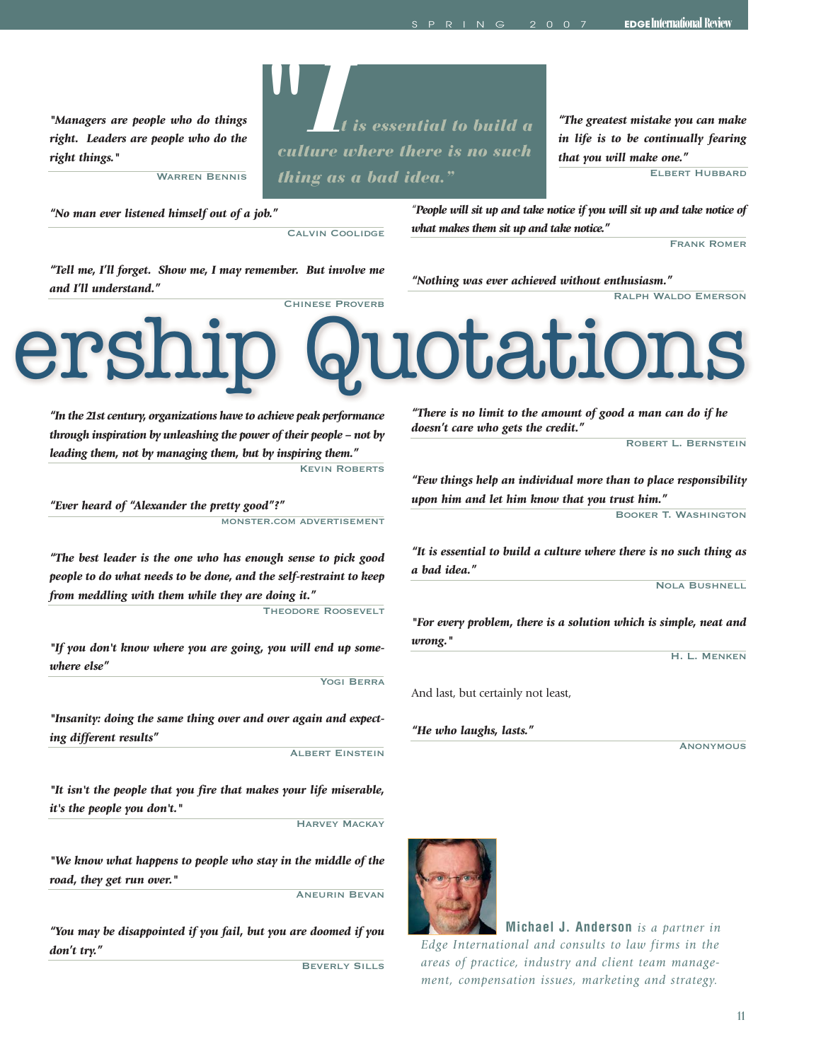"Managers are people who do things right. Leaders are people who do the right things."

WARREN BENNIS

"It is essential to build a culture where there is no such thing as a bad idea."

"The greatest mistake you can make in life is to be continually fearing that you will make one."

ELBERT HUBBARD

"No man ever listened himself out of a job."

CALVIN COOLIDGE

"Tell me, I'll forget. Show me, I may remember. But involve me and I'll understand."

CHINESE PROVERB

"People will sit up and take notice if you will sit up and take notice of what makes them sit up and take notice."

FRANK ROMER

"Nothing was ever achieved without enthusiasm."

RALPH WALDO EMERSON

# ership Quotations

"In the 21st century, organizations have to achieve peak performance through inspiration by unleashing the power of their people – not by leading them, not by managing them, but by inspiring them."

KEVIN ROBERTS

"Ever heard of "Alexander the pretty good"?"

MONSTER.COM ADVERTISEMENT

"The best leader is the one who has enough sense to pick good people to do what needs to be done, and the self-restraint to keep from meddling with them while they are doing it."

THEODORE ROOSEVELT

"If you don't know where you are going, you will end up somewhere else"

YOGI BERRA

"Insanity: doing the same thing over and over again and expecting different results"

ALBERT EINSTEIN

"It isn't the people that you fire that makes your life miserable, it's the people you don't."

HARVEY MACKAY

"We know what happens to people who stay in the middle of the road, they get run over."

ANEURIN BEVAN

"You may be disappointed if you fail, but you are doomed if you don't try."

BEVERLY SILLS

"There is no limit to the amount of good a man can do if he doesn't care who gets the credit."

ROBERT L. BERNSTEIN

"Few things help an individual more than to place responsibility upon him and let him know that you trust him."

BOOKER T. WASHINGTON

"It is essential to build a culture where there is no such thing as a bad idea."

NOLA BUSHNELL

"For every problem, there is a solution which is simple, neat and wrong."

H. L. MENKEN

And last, but certainly not least,

"He who laughs, lasts."

ANONYMOUS

**Michael J. Anderson** *is a partner in Edge International and consults to law firms in the areas of practice, industry and client team management, compensation issues, marketing and strategy.*